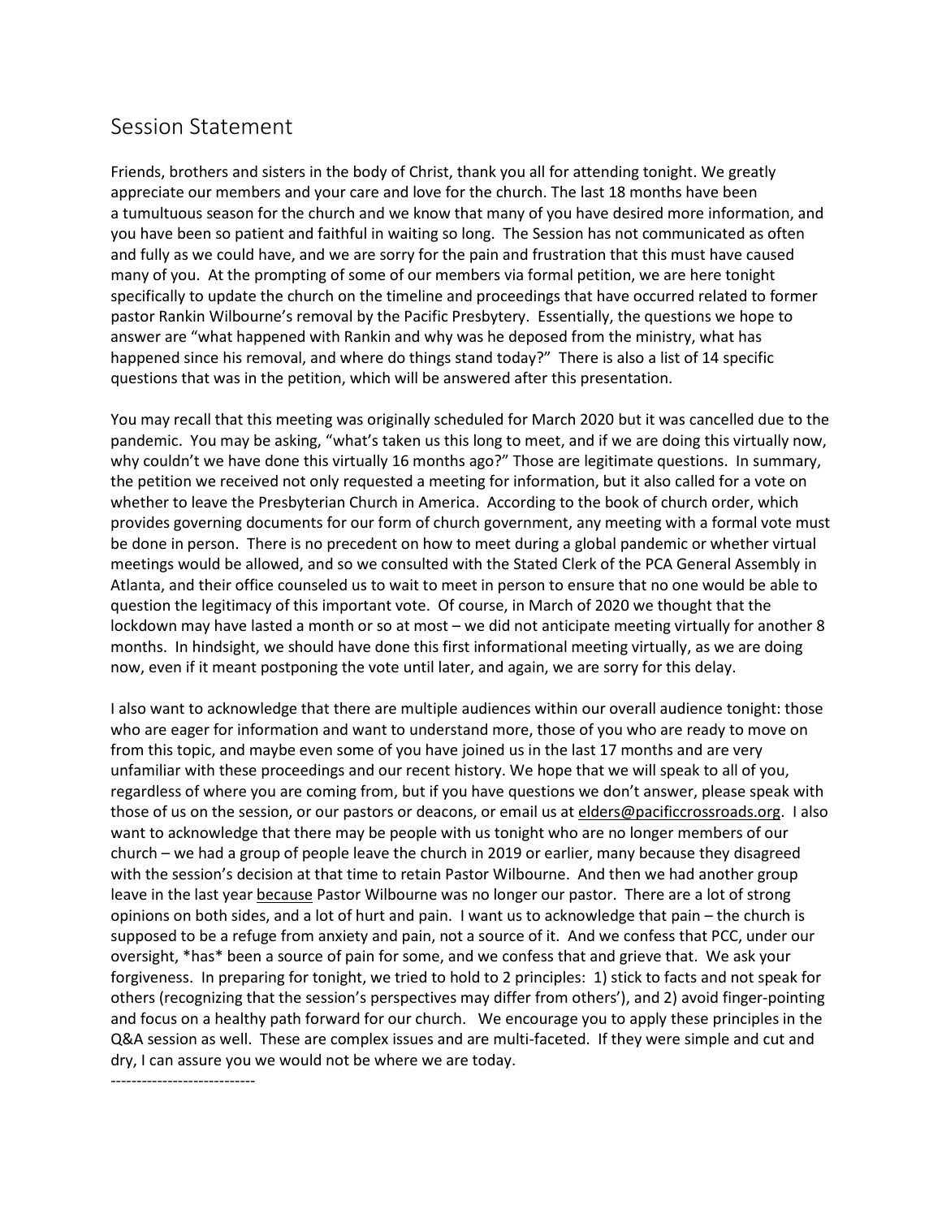## Session Statement

Friends, brothers and sisters in the body of Christ, thank you all for attending tonight. We greatly appreciate our members and your care and love for the church. The last 18 months have been a tumultuous season for the church and we know that many of you have desired more information, and you have been so patient and faithful in waiting so long. The Session has not communicated as often and fully as we could have, and we are sorry for the pain and frustration that this must have caused many of you. At the prompting of some of our members via formal petition, we are here tonight specifically to update the church on the timeline and proceedings that have occurred related to former pastor Rankin Wilbourne's removal by the Pacific Presbytery. Essentially, the questions we hope to answer are "what happened with Rankin and why was he deposed from the ministry, what has happened since his removal, and where do things stand today?" There is also a list of 14 specific questions that was in the petition, which will be answered after this presentation.

You may recall that this meeting was originally scheduled for March 2020 but it was cancelled due to the pandemic. You may be asking, "what's taken us this long to meet, and if we are doing this virtually now, why couldn't we have done this virtually 16 months ago?" Those are legitimate questions. In summary, the petition we received not only requested a meeting for information, but it also called for a vote on whether to leave the Presbyterian Church in America. According to the book of church order, which provides governing documents for our form of church government, any meeting with a formal vote must be done in person. There is no precedent on how to meet during a global pandemic or whether virtual meetings would be allowed, and so we consulted with the Stated Clerk of the PCA General Assembly in Atlanta, and their office counseled us to wait to meet in person to ensure that no one would be able to question the legitimacy of this important vote. Of course, in March of 2020 we thought that the lockdown may have lasted a month or so at most – we did not anticipate meeting virtually for another 8 months. In hindsight, we should have done this first informational meeting virtually, as we are doing now, even if it meant postponing the vote until later, and again, we are sorry for this delay.

I also want to acknowledge that there are multiple audiences within our overall audience tonight: those who are eager for information and want to understand more, those of you who are ready to move on from this topic, and maybe even some of you have joined us in the last 17 months and are very unfamiliar with these proceedings and our recent history. We hope that we will speak to all of you, regardless of where you are coming from, but if you have questions we don't answer, please speak with those of us on the session, or our pastors or deacons, or email us at elders@pacificcrossroads.org. I also want to acknowledge that there may be people with us tonight who are no longer members of our church – we had a group of people leave the church in 2019 or earlier, many because they disagreed with the session's decision at that time to retain Pastor Wilbourne. And then we had another group leave in the last year <u>because</u> Pastor Wilbourne was no longer our pastor. There are a lot of strong opinions on both sides, and a lot of hurt and pain. I want us to acknowledge that pain – the church is supposed to be a refuge from anxiety and pain, not a source of it. And we confess that PCC, under our oversight, \*has\* been a source of pain for some, and we confess that and grieve that. We ask your forgiveness. In preparing for tonight, we tried to hold to 2 principles: 1) stick to facts and not speak for others (recognizing that the session's perspectives may differ from others'), and 2) avoid finger-pointing and focus on a healthy path forward for our church. We encourage you to apply these principles in the Q&A session as well. These are complex issues and are multi-faceted. If they were simple and cut and dry, I can assure you we would not be where we are today.

----------------------------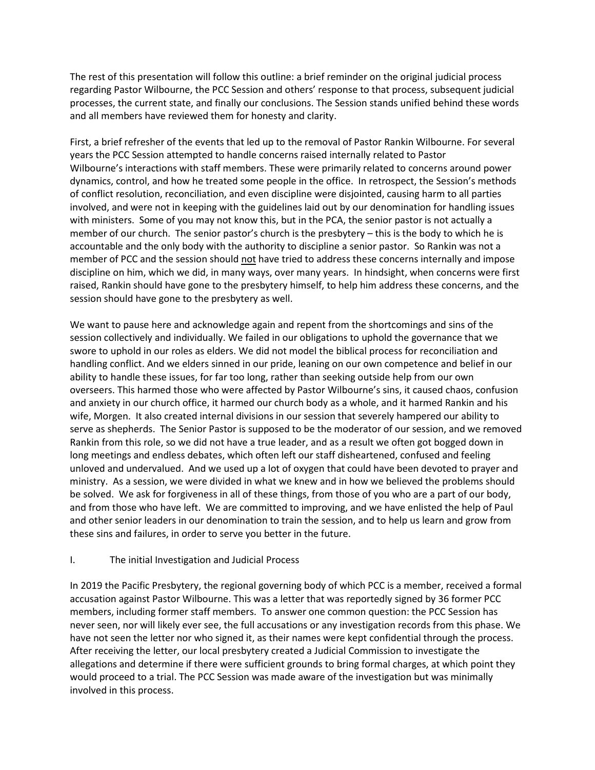The rest of this presentation will follow this outline: a brief reminder on the original judicial process regarding Pastor Wilbourne, the PCC Session and others' response to that process, subsequent judicial processes, the current state, and finally our conclusions. The Session stands unified behind these words and all members have reviewed them for honesty and clarity.

First, a brief refresher of the events that led up to the removal of Pastor Rankin Wilbourne. For several years the PCC Session attempted to handle concerns raised internally related to Pastor Wilbourne's interactions with staff members. These were primarily related to concerns around power dynamics, control, and how he treated some people in the office. In retrospect, the Session's methods of conflict resolution, reconciliation, and even discipline were disjointed, causing harm to all parties involved, and were not in keeping with the guidelines laid out by our denomination for handling issues with ministers. Some of you may not know this, but in the PCA, the senior pastor is not actually a member of our church. The senior pastor's church is the presbytery – this is the body to which he is accountable and the only body with the authority to discipline a senior pastor. So Rankin was not a member of PCC and the session should <u>not</u> have tried to address these concerns internally and impose discipline on him, which we did, in many ways, over many years. In hindsight, when concerns were first raised, Rankin should have gone to the presbytery himself, to help him address these concerns, and the session should have gone to the presbytery as well.

We want to pause here and acknowledge again and repent from the shortcomings and sins of the session collectively and individually. We failed in our obligations to uphold the governance that we swore to uphold in our roles as elders. We did not model the biblical process for reconciliation and handling conflict. And we elders sinned in our pride, leaning on our own competence and belief in our ability to handle these issues, for far too long, rather than seeking outside help from our own overseers. This harmed those who were affected by Pastor Wilbourne's sins, it caused chaos, confusion and anxiety in our church office, it harmed our church body as a whole, and it harmed Rankin and his wife, Morgen. It also created internal divisions in our session that severely hampered our ability to serve as shepherds. The Senior Pastor is supposed to be the moderator of our session, and we removed Rankin from this role, so we did not have a true leader, and as a result we often got bogged down in long meetings and endless debates, which often left our staff disheartened, confused and feeling unloved and undervalued. And we used up a lot of oxygen that could have been devoted to prayer and ministry. As a session, we were divided in what we knew and in how we believed the problems should be solved. We ask for forgiveness in all of these things, from those of you who are a part of our body, and from those who have left. We are committed to improving, and we have enlisted the help of Paul and other senior leaders in our denomination to train the session, and to help us learn and grow from these sins and failures, in order to serve you better in the future.

## I. The initial Investigation and Judicial Process

In 2019 the Pacific Presbytery, the regional governing body of which PCC is a member, received a formal accusation against Pastor Wilbourne. This was a letter that was reportedly signed by 36 former PCC members, including former staff members. To answer one common question: the PCC Session has never seen, nor will likely ever see, the full accusations or any investigation records from this phase. We have not seen the letter nor who signed it, as their names were kept confidential through the process. After receiving the letter, our local presbytery created a Judicial Commission to investigate the allegations and determine if there were sufficient grounds to bring formal charges, at which point they would proceed to a trial. The PCC Session was made aware of the investigation but was minimally involved in this process.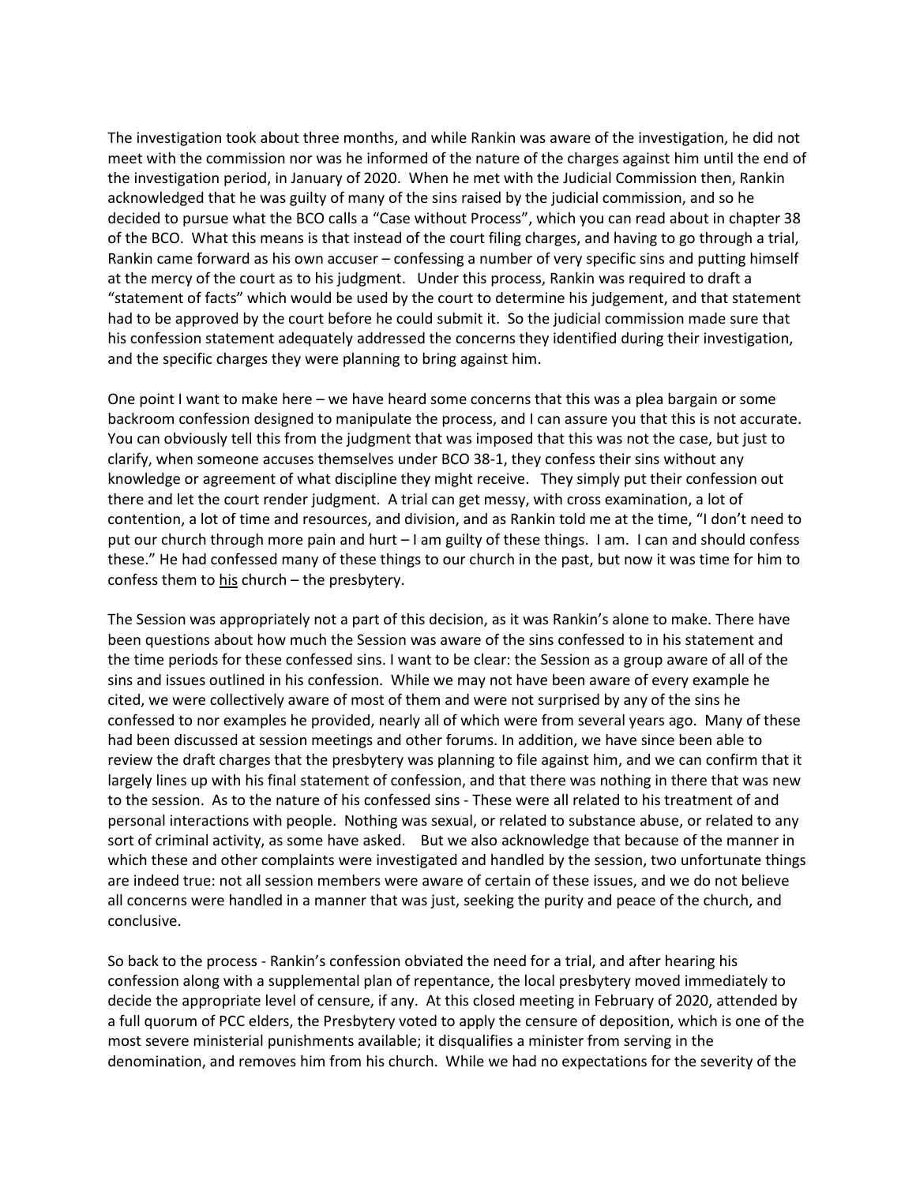The investigation took about three months, and while Rankin was aware of the investigation, he did not meet with the commission nor was he informed of the nature of the charges against him until the end of the investigation period, in January of 2020. When he met with the Judicial Commission then, Rankin acknowledged that he was guilty of many of the sins raised by the judicial commission, and so he decided to pursue what the BCO calls a "Case without Process", which you can read about in chapter 38 of the BCO. What this means is that instead of the court filing charges, and having to go through a trial, Rankin came forward as his own accuser – confessing a number of very specific sins and putting himself at the mercy of the court as to his judgment. Under this process, Rankin was required to draft a "statement of facts" which would be used by the court to determine his judgement, and that statement had to be approved by the court before he could submit it. So the judicial commission made sure that his confession statement adequately addressed the concerns they identified during their investigation, and the specific charges they were planning to bring against him.

One point I want to make here – we have heard some concerns that this was a plea bargain or some backroom confession designed to manipulate the process, and I can assure you that this is not accurate. You can obviously tell this from the judgment that was imposed that this was not the case, but just to clarify, when someone accuses themselves under BCO 38-1, they confess their sins without any knowledge or agreement of what discipline they might receive. They simply put their confession out there and let the court render judgment. A trial can get messy, with cross examination, a lot of contention, a lot of time and resources, and division, and as Rankin told me at the time, "I don't need to put our church through more pain and hurt – I am guilty of these things. I am. I can and should confess these." He had confessed many of these things to our church in the past, but now it was time for him to confess them to <u>his</u> church – the presbytery.

The Session was appropriately not a part of this decision, as it was Rankin's alone to make. There have been questions about how much the Session was aware of the sins confessed to in his statement and the time periods for these confessed sins. I want to be clear: the Session as a group aware of all of the sins and issues outlined in his confession. While we may not have been aware of every example he cited, we were collectively aware of most of them and were not surprised by any of the sins he confessed to nor examples he provided, nearly all of which were from several years ago. Many of these had been discussed at session meetings and other forums. In addition, we have since been able to review the draft charges that the presbytery was planning to file against him, and we can confirm that it largely lines up with his final statement of confession, and that there was nothing in there that was new to the session. As to the nature of his confessed sins - These were all related to his treatment of and personal interactions with people. Nothing was sexual, or related to substance abuse, or related to any sort of criminal activity, as some have asked. But we also acknowledge that because of the manner in which these and other complaints were investigated and handled by the session, two unfortunate things are indeed true: not all session members were aware of certain of these issues, and we do not believe all concerns were handled in a manner that was just, seeking the purity and peace of the church, and conclusive.

So back to the process - Rankin's confession obviated the need for a trial, and after hearing his confession along with a supplemental plan of repentance, the local presbytery moved immediately to decide the appropriate level of censure, if any. At this closed meeting in February of 2020, attended by a full quorum of PCC elders, the Presbytery voted to apply the censure of deposition, which is one of the most severe ministerial punishments available; it disqualifies a minister from serving in the denomination, and removes him from his church. While we had no expectations for the severity of the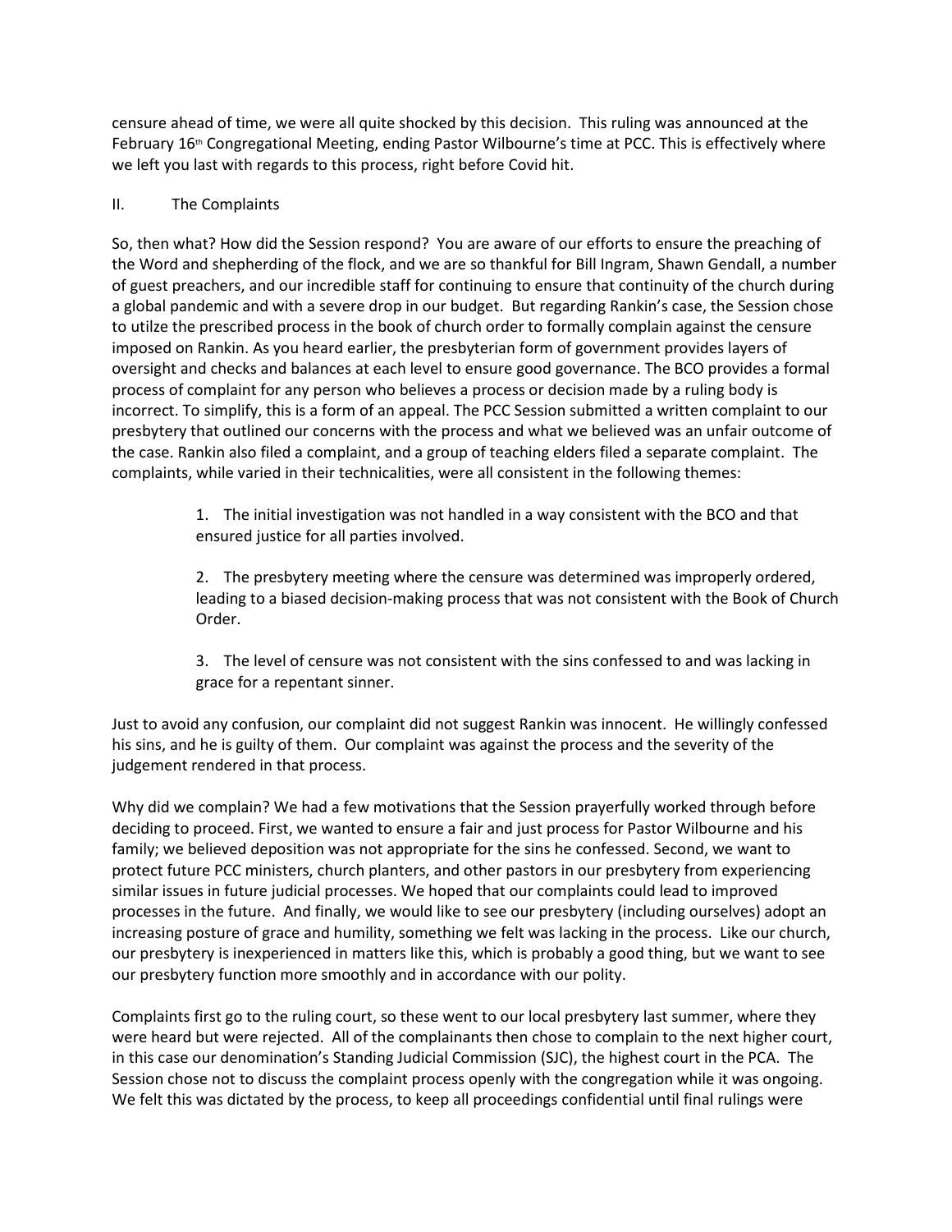censure ahead of time, we were all quite shocked by this decision. This ruling was announced at the February 16th Congregational Meeting, ending Pastor Wilbourne's time at PCC. This is effectively where we left you last with regards to this process, right before Covid hit.

## II. The Complaints

So, then what? How did the Session respond? You are aware of our efforts to ensure the preaching of the Word and shepherding of the flock, and we are so thankful for Bill Ingram, Shawn Gendall, a number of guest preachers, and our incredible staff for continuing to ensure that continuity of the church during a global pandemic and with a severe drop in our budget. But regarding Rankin's case, the Session chose to utilze the prescribed process in the book of church order to formally complain against the censure imposed on Rankin. As you heard earlier, the presbyterian form of government provides layers of oversight and checks and balances at each level to ensure good governance. The BCO provides a formal process of complaint for any person who believes a process or decision made by a ruling body is incorrect. To simplify, this is a form of an appeal. The PCC Session submitted a written complaint to our presbytery that outlined our concerns with the process and what we believed was an unfair outcome of the case. Rankin also filed a complaint, and a group of teaching elders filed a separate complaint. The complaints, while varied in their technicalities, were all consistent in the following themes:

1. The initial investigation was not handled in a way consistent with the BCO and that ensured justice for all parties involved.

2. The presbytery meeting where the censure was determined was improperly ordered, leading to a biased decision-making process that was not consistent with the Book of Church Order.

3. The level of censure was not consistent with the sins confessed to and was lacking in grace for a repentant sinner.

Just to avoid any confusion, our complaint did not suggest Rankin was innocent. He willingly confessed his sins, and he is guilty of them. Our complaint was against the process and the severity of the judgement rendered in that process.

Why did we complain? We had a few motivations that the Session prayerfully worked through before deciding to proceed. First, we wanted to ensure a fair and just process for Pastor Wilbourne and his family; we believed deposition was not appropriate for the sins he confessed. Second, we want to protect future PCC ministers, church planters, and other pastors in our presbytery from experiencing similar issues in future judicial processes. We hoped that our complaints could lead to improved processes in the future. And finally, we would like to see our presbytery (including ourselves) adopt an increasing posture of grace and humility, something we felt was lacking in the process. Like our church, our presbytery is inexperienced in matters like this, which is probably a good thing, but we want to see our presbytery function more smoothly and in accordance with our polity.

Complaints first go to the ruling court, so these went to our local presbytery last summer, where they were heard but were rejected. All of the complainants then chose to complain to the next higher court, in this case our denomination's Standing Judicial Commission (SJC), the highest court in the PCA. The Session chose not to discuss the complaint process openly with the congregation while it was ongoing. We felt this was dictated by the process, to keep all proceedings confidential until final rulings were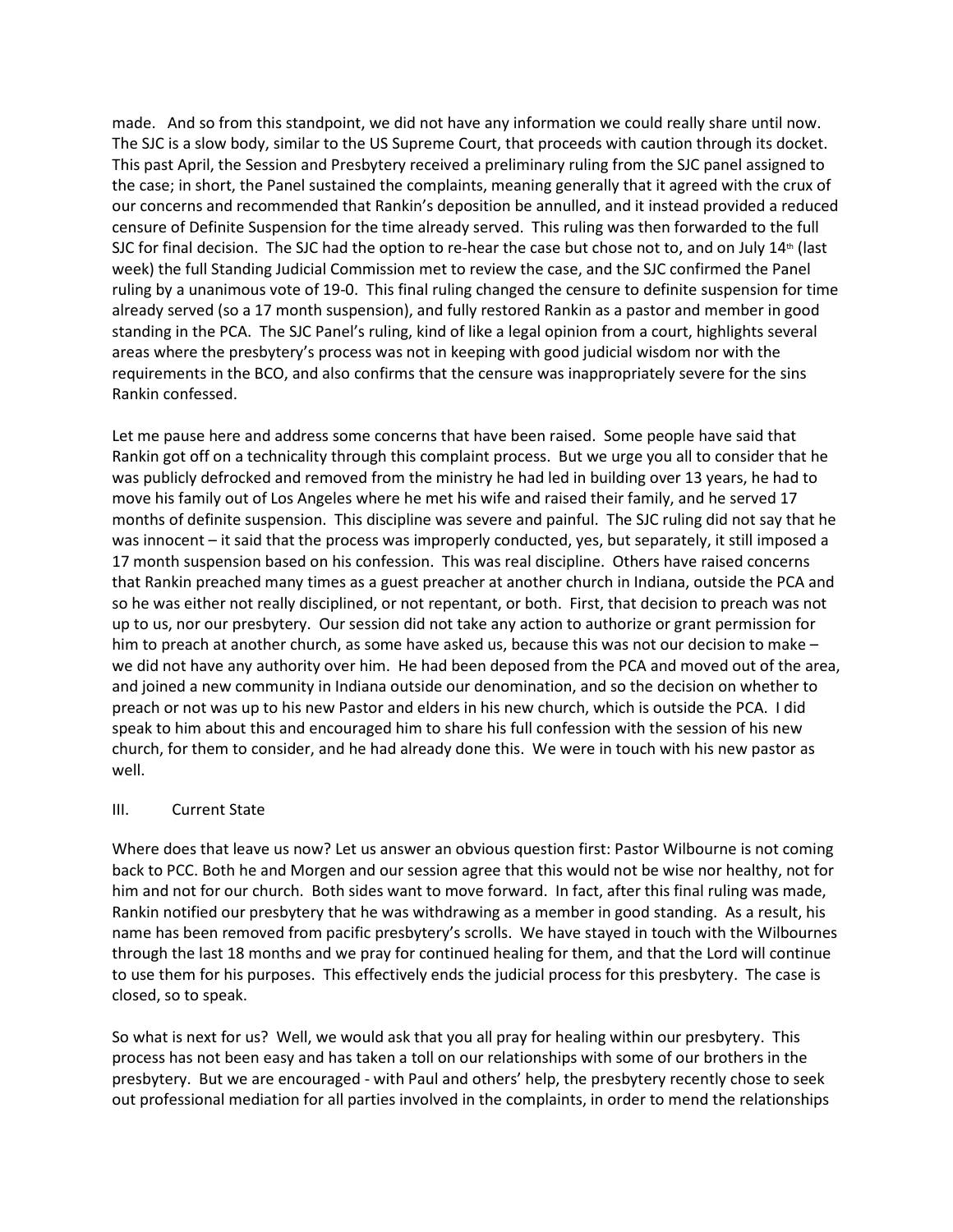made. And so from this standpoint, we did not have any information we could really share until now. The SJC is a slow body, similar to the US Supreme Court, that proceeds with caution through its docket. This past April, the Session and Presbytery received a preliminary ruling from the SJC panel assigned to the case; in short, the Panel sustained the complaints, meaning generally that it agreed with the crux of our concerns and recommended that Rankin's deposition be annulled, and it instead provided a reduced censure of Definite Suspension for the time already served. This ruling was then forwarded to the full SJC for final decision. The SJC had the option to re-hear the case but chose not to, and on July 14th (last week) the full Standing Judicial Commission met to review the case, and the SJC confirmed the Panel ruling by a unanimous vote of 19-0. This final ruling changed the censure to definite suspension for time already served (so a 17 month suspension), and fully restored Rankin as a pastor and member in good standing in the PCA. The SJC Panel's ruling, kind of like a legal opinion from a court, highlights several areas where the presbytery's process was not in keeping with good judicial wisdom nor with the requirements in the BCO, and also confirms that the censure was inappropriately severe for the sins Rankin confessed.

Let me pause here and address some concerns that have been raised. Some people have said that Rankin got off on a technicality through this complaint process. But we urge you all to consider that he was publicly defrocked and removed from the ministry he had led in building over 13 years, he had to move his family out of Los Angeles where he met his wife and raised their family, and he served 17 months of definite suspension. This discipline was severe and painful. The SJC ruling did not say that he was innocent – it said that the process was improperly conducted, yes, but separately, it still imposed a 17 month suspension based on his confession. This was real discipline. Others have raised concerns that Rankin preached many times as a guest preacher at another church in Indiana, outside the PCA and so he was either not really disciplined, or not repentant, or both. First, that decision to preach was not up to us, nor our presbytery. Our session did not take any action to authorize or grant permission for him to preach at another church, as some have asked us, because this was not our decision to make – we did not have any authority over him. He had been deposed from the PCA and moved out of the area, and joined a new community in Indiana outside our denomination, and so the decision on whether to preach or not was up to his new Pastor and elders in his new church, which is outside the PCA. I did speak to him about this and encouraged him to share his full confession with the session of his new church, for them to consider, and he had already done this. We were in touch with his new pastor as well.

## III. Current State

Where does that leave us now? Let us answer an obvious question first: Pastor Wilbourne is not coming back to PCC. Both he and Morgen and our session agree that this would not be wise nor healthy, not for him and not for our church. Both sides want to move forward. In fact, after this final ruling was made, Rankin notified our presbytery that he was withdrawing as a member in good standing. As a result, his name has been removed from pacific presbytery's scrolls. We have stayed in touch with the Wilbournes through the last 18 months and we pray for continued healing for them, and that the Lord will continue to use them for his purposes. This effectively ends the judicial process for this presbytery. The case is closed, so to speak.

So what is next for us? Well, we would ask that you all pray for healing within our presbytery. This process has not been easy and has taken a toll on our relationships with some of our brothers in the presbytery. But we are encouraged - with Paul and others' help, the presbytery recently chose to seek out professional mediation for all parties involved in the complaints, in order to mend the relationships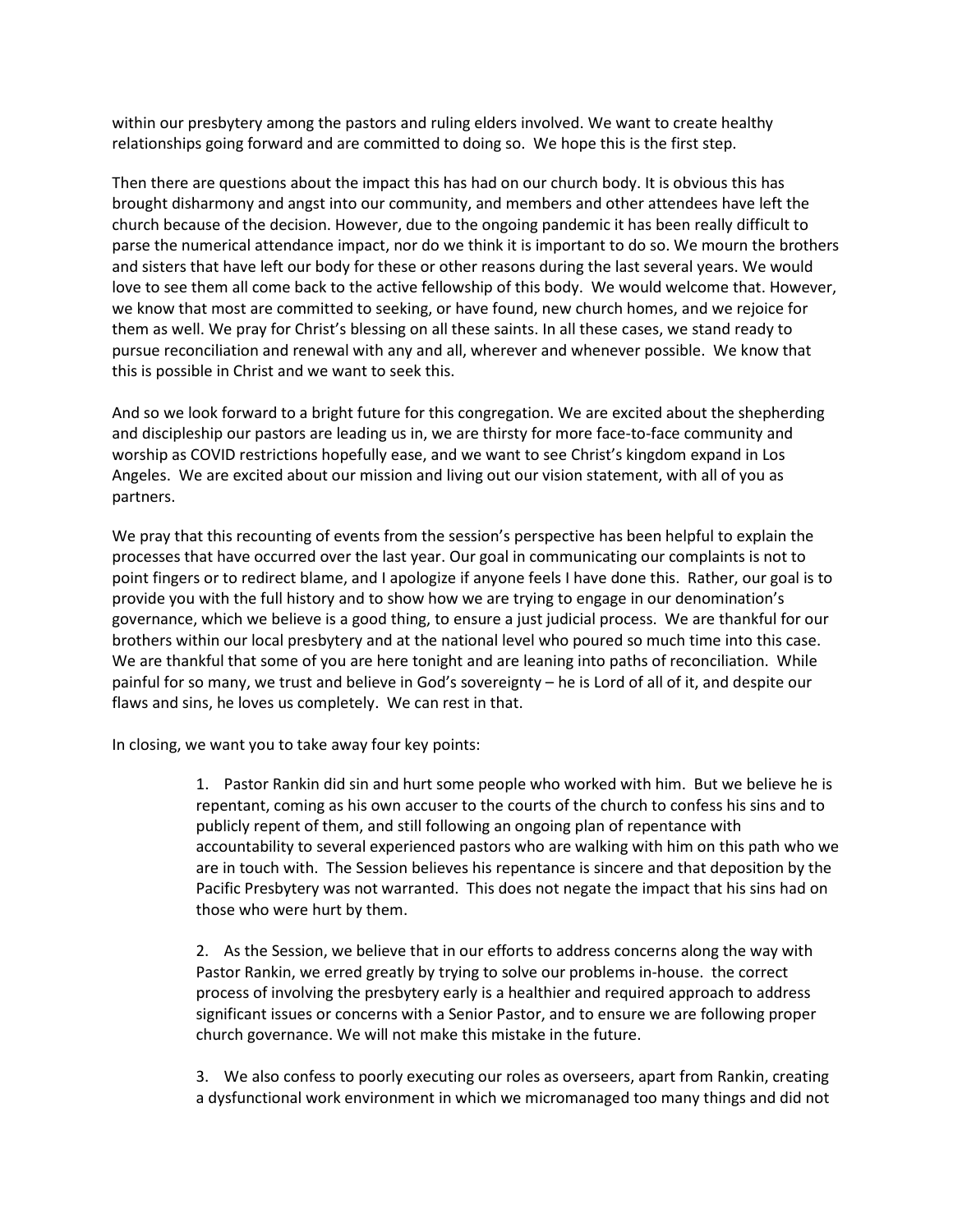within our presbytery among the pastors and ruling elders involved. We want to create healthy relationships going forward and are committed to doing so. We hope this is the first step.

Then there are questions about the impact this has had on our church body. It is obvious this has brought disharmony and angst into our community, and members and other attendees have left the church because of the decision. However, due to the ongoing pandemic it has been really difficult to parse the numerical attendance impact, nor do we think it is important to do so. We mourn the brothers and sisters that have left our body for these or other reasons during the last several years. We would love to see them all come back to the active fellowship of this body. We would welcome that. However, we know that most are committed to seeking, or have found, new church homes, and we rejoice for them as well. We pray for Christ's blessing on all these saints. In all these cases, we stand ready to pursue reconciliation and renewal with any and all, wherever and whenever possible. We know that this is possible in Christ and we want to seek this.

And so we look forward to a bright future for this congregation. We are excited about the shepherding and discipleship our pastors are leading us in, we are thirsty for more face-to-face community and worship as COVID restrictions hopefully ease, and we want to see Christ's kingdom expand in Los Angeles. We are excited about our mission and living out our vision statement, with all of you as partners.

We pray that this recounting of events from the session's perspective has been helpful to explain the processes that have occurred over the last year. Our goal in communicating our complaints is not to point fingers or to redirect blame, and I apologize if anyone feels I have done this. Rather, our goal is to provide you with the full history and to show how we are trying to engage in our denomination's governance, which we believe is a good thing, to ensure a just judicial process. We are thankful for our brothers within our local presbytery and at the national level who poured so much time into this case. We are thankful that some of you are here tonight and are leaning into paths of reconciliation. While painful for so many, we trust and believe in God's sovereignty – he is Lord of all of it, and despite our flaws and sins, he loves us completely. We can rest in that.

In closing, we want you to take away four key points:

1. Pastor Rankin did sin and hurt some people who worked with him. But we believe he is repentant, coming as his own accuser to the courts of the church to confess his sins and to publicly repent of them, and still following an ongoing plan of repentance with accountability to several experienced pastors who are walking with him on this path who we are in touch with. The Session believes his repentance is sincere and that deposition by the Pacific Presbytery was not warranted. This does not negate the impact that his sins had on those who were hurt by them.

2. As the Session, we believe that in our efforts to address concerns along the way with Pastor Rankin, we erred greatly by trying to solve our problems in-house. the correct process of involving the presbytery early is a healthier and required approach to address significant issues or concerns with a Senior Pastor, and to ensure we are following proper church governance. We will not make this mistake in the future.

3. We also confess to poorly executing our roles as overseers, apart from Rankin, creating a dysfunctional work environment in which we micromanaged too many things and did not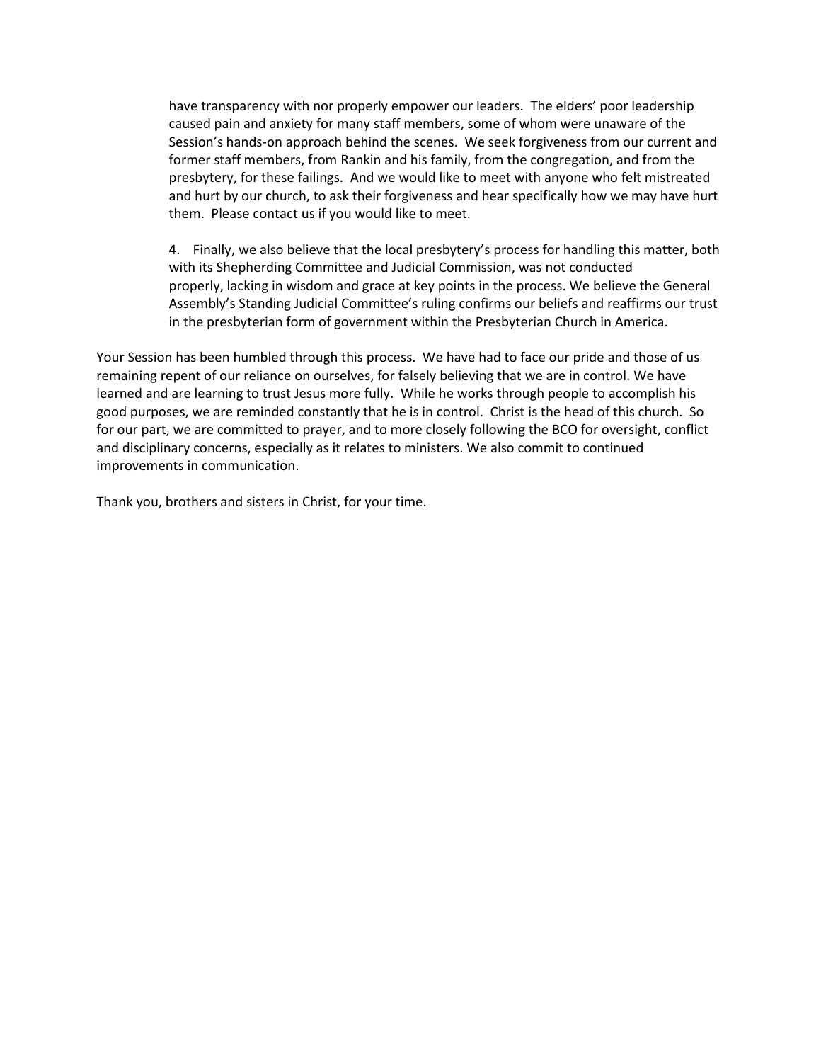have transparency with nor properly empower our leaders. The elders' poor leadership caused pain and anxiety for many staff members, some of whom were unaware of the Session's hands-on approach behind the scenes. We seek forgiveness from our current and former staff members, from Rankin and his family, from the congregation, and from the presbytery, for these failings. And we would like to meet with anyone who felt mistreated and hurt by our church, to ask their forgiveness and hear specifically how we may have hurt them. Please contact us if you would like to meet.

4. Finally, we also believe that the local presbytery's process for handling this matter, both with its Shepherding Committee and Judicial Commission, was not conducted properly, lacking in wisdom and grace at key points in the process. We believe the General Assembly's Standing Judicial Committee's ruling confirms our beliefs and reaffirms our trust in the presbyterian form of government within the Presbyterian Church in America.

Your Session has been humbled through this process. We have had to face our pride and those of us remaining repent of our reliance on ourselves, for falsely believing that we are in control. We have learned and are learning to trust Jesus more fully. While he works through people to accomplish his good purposes, we are reminded constantly that he is in control. Christ is the head of this church. So for our part, we are committed to prayer, and to more closely following the BCO for oversight, conflict and disciplinary concerns, especially as it relates to ministers. We also commit to continued improvements in communication.

Thank you, brothers and sisters in Christ, for your time.